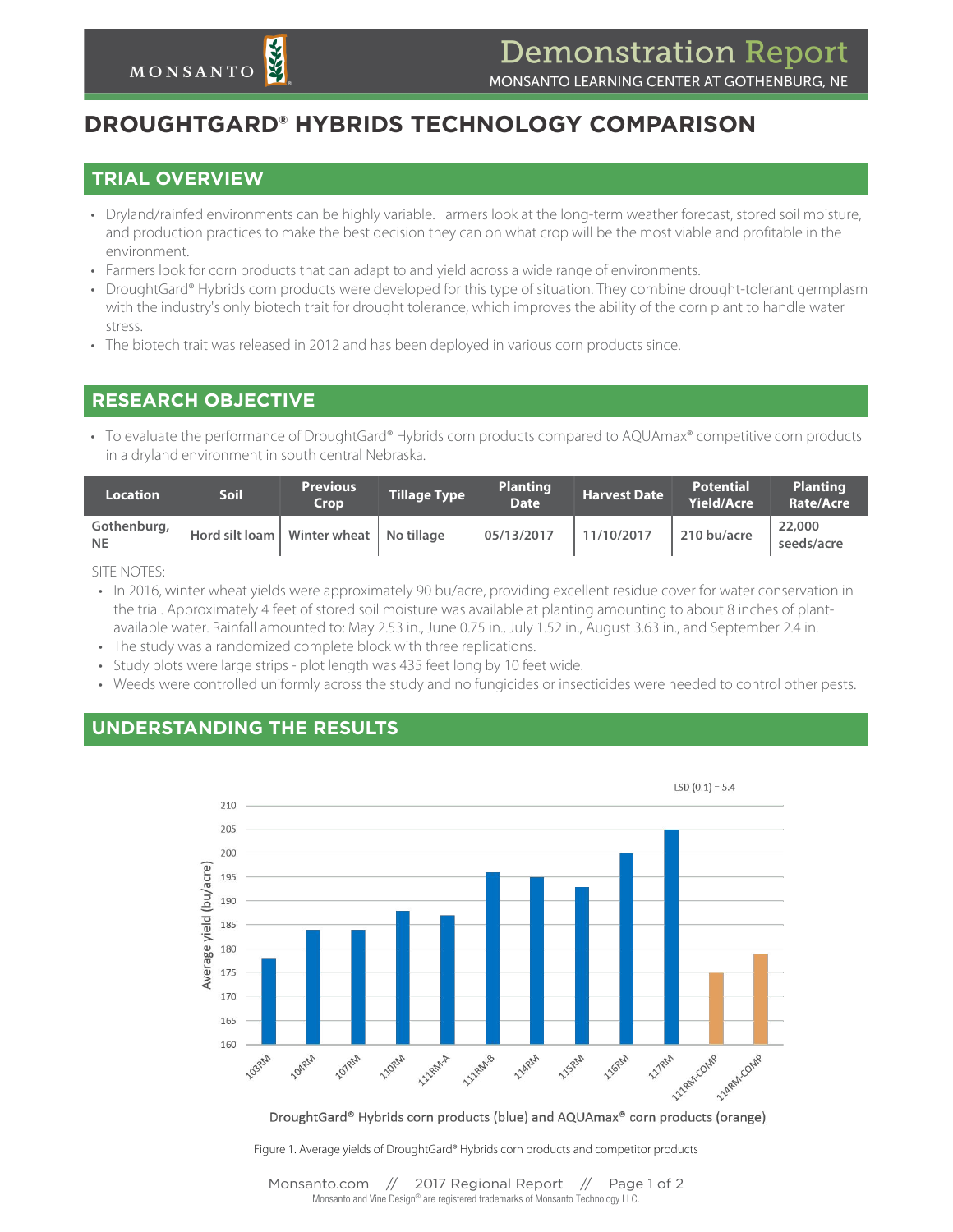# DROUGHTGARD® HYBRIDS TECHNOLOGY COMPARISON

Demonstration Report
MONSANTO LEARNING CENTER AT GOTHENBURG, NE

## TRIAL OVERVIEW

- Dryland/rainfed environments can be highly variable. Farmers look at the long-term weather forecast, stored soil moisture, and production practices to make the best decision they can on what crop will be the most viable and profitable in the environment.
- Farmers look for corn products that can adapt to and yield across a wide range of environments.
- DroughtGard® Hybrids corn products were developed for this type of situation. They combine drought-tolerant germplasm with the industry's only biotech trait for drought tolerance, which improves the ability of the corn plant to handle water stress.
- The biotech trait was released in 2012 and has been deployed in various corn products since.

## RESEARCH OBJECTIVE

- To evaluate the performance of DroughtGard® Hybrids corn products compared to AQUAmax® competitive corn products in a dryland environment in south central Nebraska.

| Location | Soil | Previous Crop | Tillage Type | Planting Date | Harvest Date | Potential Yield/Acre | Planting Rate/Acre |
|---|---|---|---|---|---|---|---|
| Gothenburg, NE | Hord silt loam | Winter wheat | No tillage | 05/13/2017 | 11/10/2017 | 210 bu/acre | 22,000 seeds/acre |

SITE NOTES:

- In 2016, winter wheat yields were approximately 90 bu/acre, providing excellent residue cover for water conservation in the trial. Approximately 4 feet of stored soil moisture was available at planting amounting to about 8 inches of plant-available water. Rainfall amounted to: May 2.53 in., June 0.75 in., July 1.52 in., August 3.63 in., and September 2.4 in.
- The study was a randomized complete block with three replications.
- Study plots were large strips - plot length was 435 feet long by 10 feet wide.
- Weeds were controlled uniformly across the study and no fungicides or insecticides were needed to control other pests.

## UNDERSTANDING THE RESULTS

LSD (0.1) = 5.4

| Product | Average yield (bu/acre) |
|---|---|
| 103RM | 178 |
| 104RM | 184 |
| 107RM | 184 |
| 110RM | 188 |
| 111RM-A | 187 |
| 111RM-B | 196 |
| 114RM | 195 |
| 115RM | 193 |
| 116RM | 200 |
| 117RM | 205 |
| 111RM-COMP | 175 |
| 114RM-COMP | 179 |

DroughtGard® Hybrids corn products (blue) and AQUAmax® corn products (orange)

Figure 1. Average yields of DroughtGard® Hybrids corn products and competitor products

Monsanto and Vine Design® are registered trademarks of Monsanto Technology LLC.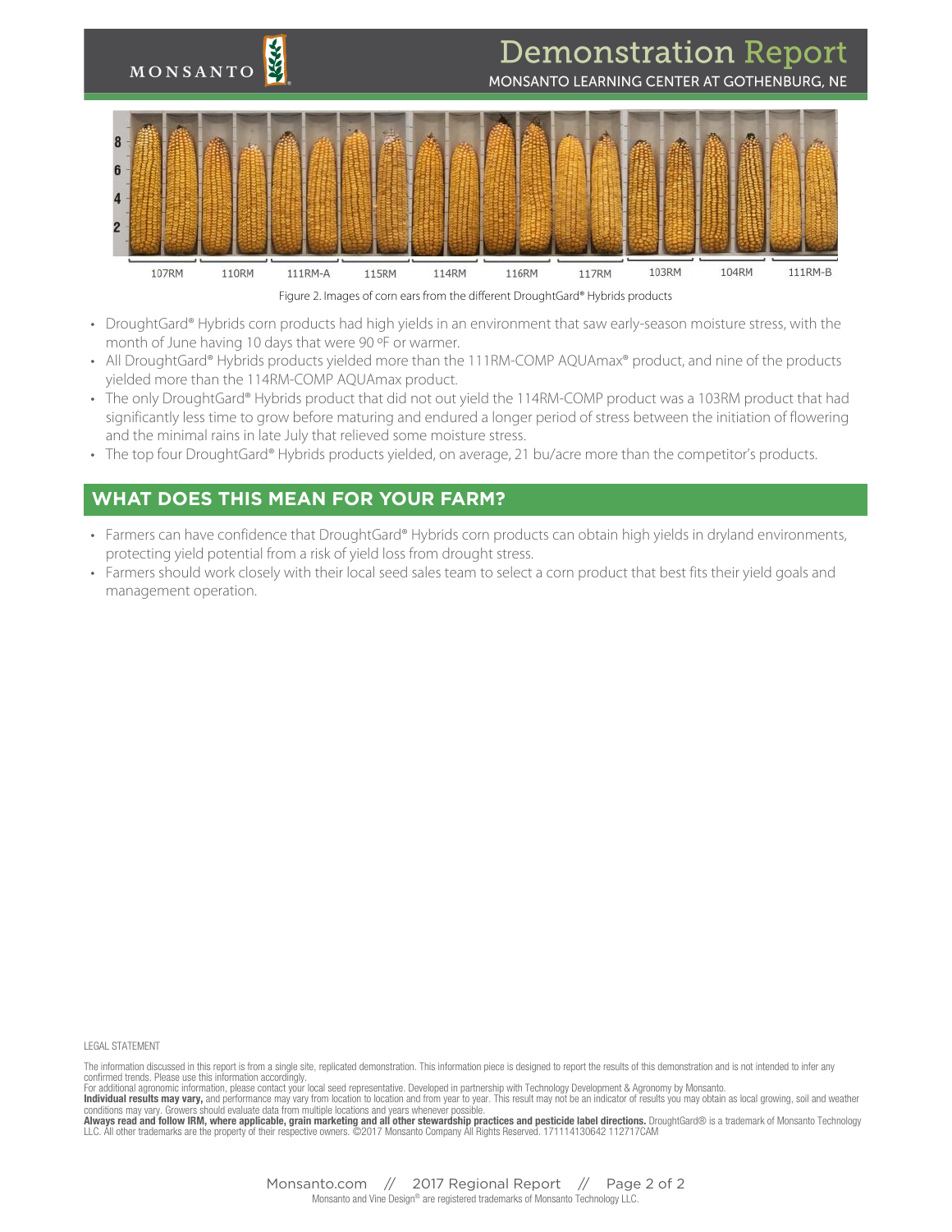8
6
4
2

107RM 110RM 111RM-A 115RM 114RM 116RM 117RM 103RM 104RM 111RM-B

Figure 2. Images of corn ears from the different DroughtGard® Hybrids products

- DroughtGard® Hybrids corn products had high yields in an environment that saw early-season moisture stress, with the month of June having 10 days that were 90 ºF or warmer.
- All DroughtGard® Hybrids products yielded more than the 111RM-COMP AQUAmax® product, and nine of the products yielded more than the 114RM-COMP AQUAmax product.
- The only DroughtGard® Hybrids product that did not out yield the 114RM-COMP product was a 103RM product that had significantly less time to grow before maturing and endured a longer period of stress between the initiation of flowering and the minimal rains in late July that relieved some moisture stress.
- The top four DroughtGard® Hybrids products yielded, on average, 21 bu/acre more than the competitor's products.

## WHAT DOES THIS MEAN FOR YOUR FARM?

- Farmers can have confidence that DroughtGard® Hybrids corn products can obtain high yields in dryland environments, protecting yield potential from a risk of yield loss from drought stress.
- Farmers should work closely with their local seed sales team to select a corn product that best fits their yield goals and management operation.

LEGAL STATEMENT

The information discussed in this report is from a single site, replicated demonstration. This information piece is designed to report the results of this demonstration and is not intended to infer any confirmed trends. Please use this information accordingly.
For additional agronomic information, please contact your local seed representative. Developed in partnership with Technology Development & Agronomy by Monsanto.
**Individual results may vary,** and performance may vary from location to location and from year to year. This result may not be an indicator of results you may obtain as local growing, soil and weather conditions may vary. Growers should evaluate data from multiple locations and years whenever possible.
**Always read and follow IRM, where applicable, grain marketing and all other stewardship practices and pesticide label directions.** DroughtGard® is a trademark of Monsanto Technology LLC. All other trademarks are the property of their respective owners. ©2017 Monsanto Company All Rights Reserved. 171114130642 112717CAM

Monsanto and Vine Design® are registered trademarks of Monsanto Technology LLC.